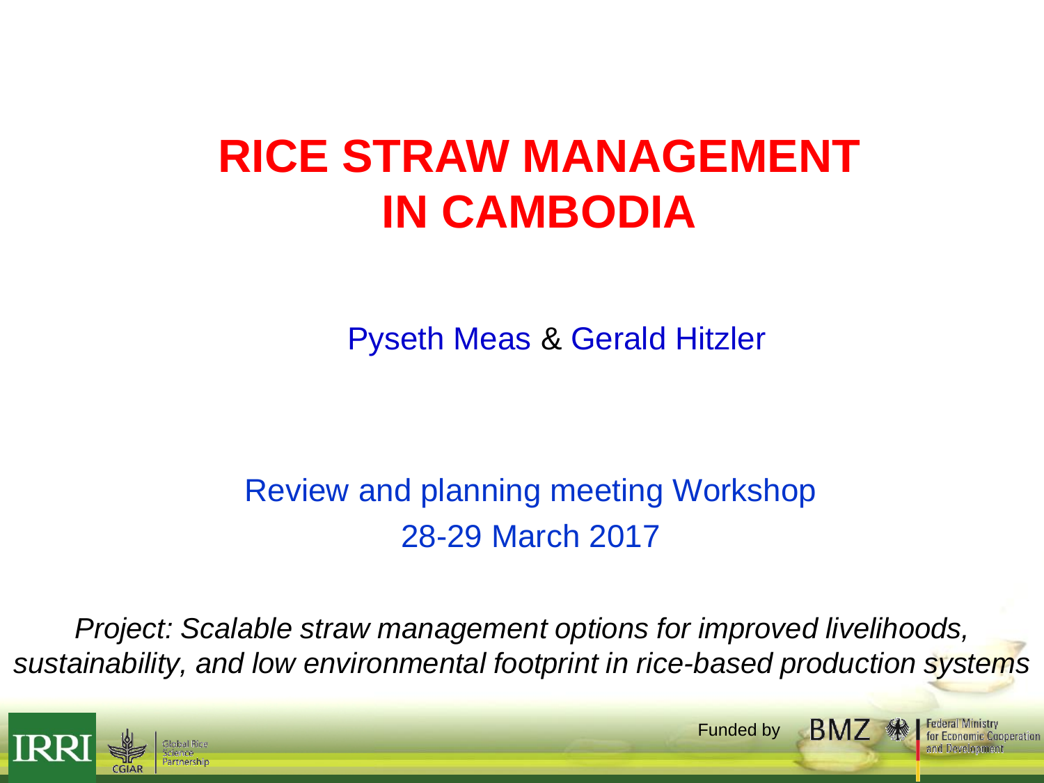# RICE STRAW MANAGEMENT IN CAMBODIA

Pyseth Meas & Gerald Hitzler

Review and planning meeting Workshop
28-29 March 2017

*Project: Scalable straw management options for improved livelihoods, sustainability, and low environmental footprint in rice-based production systems*

IRRI | CGIAR | Global Rice Science Partnership

Funded by BMZ | Federal Ministry for Economic Cooperation and Development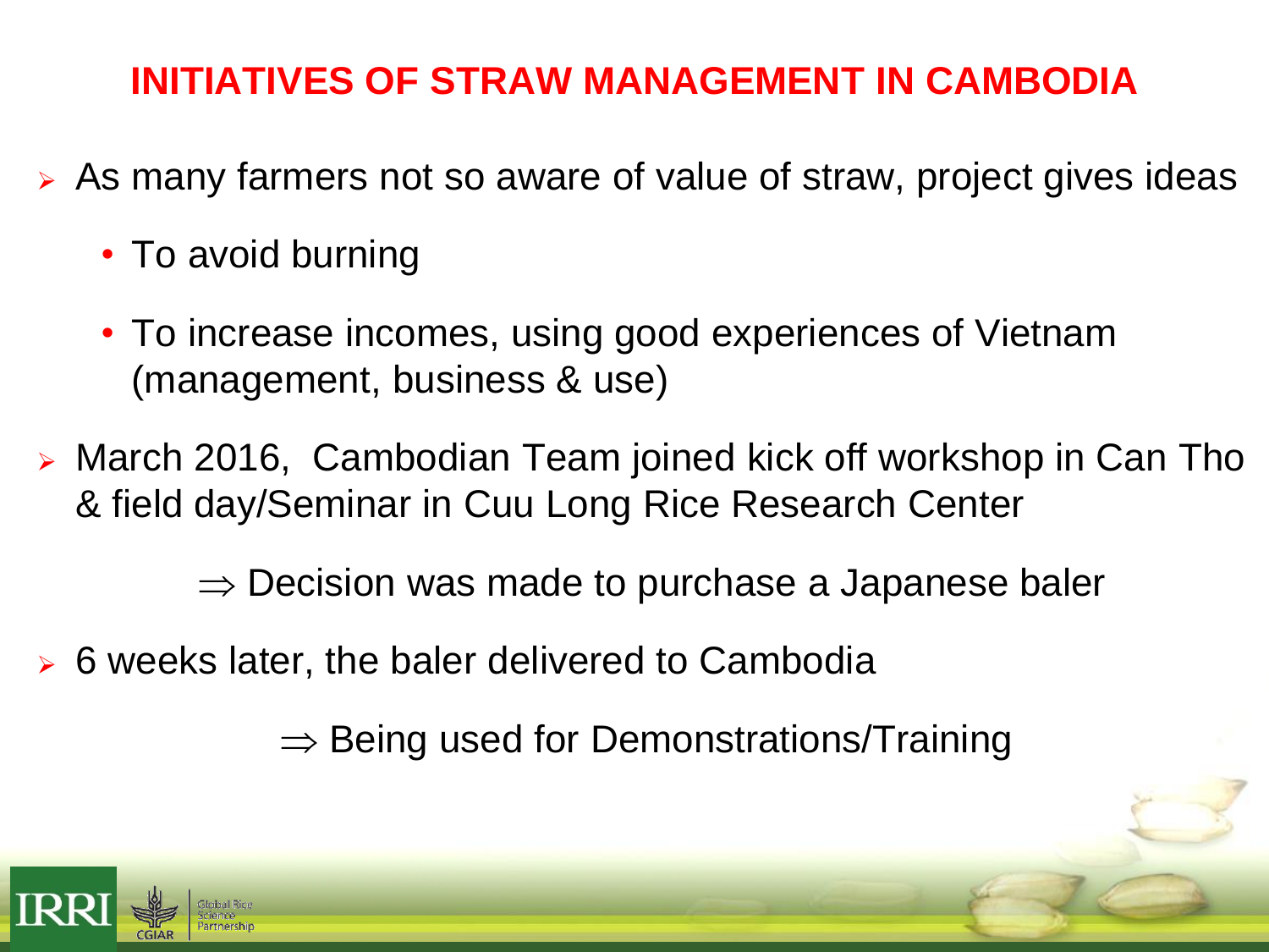# INITIATIVES OF STRAW MANAGEMENT IN CAMBODIA

- As many farmers not so aware of value of straw, project gives ideas
  - To avoid burning
  - To increase incomes, using good experiences of Vietnam (management, business & use)
- March 2016, Cambodian Team joined kick off workshop in Can Tho & field day/Seminar in Cuu Long Rice Research Center

  $\Rightarrow$ Decision was made to purchase a Japanese baler

- 6 weeks later, the baler delivered to Cambodia

  $\Rightarrow$ Being used for Demonstrations/Training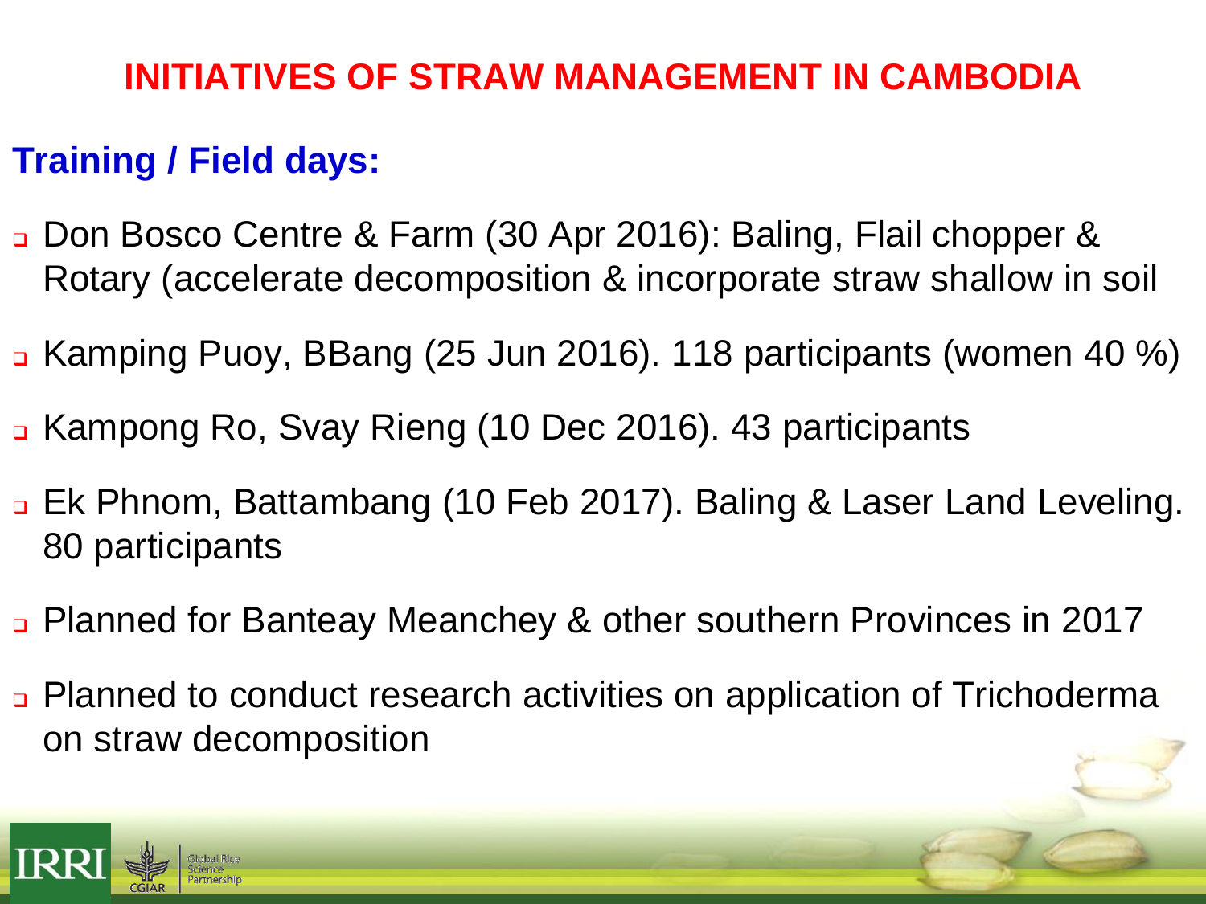# INITIATIVES OF STRAW MANAGEMENT IN CAMBODIA

## Training / Field days:

- Don Bosco Centre & Farm (30 Apr 2016): Baling, Flail chopper & Rotary (accelerate decomposition & incorporate straw shallow in soil
- Kamping Puoy, BBang (25 Jun 2016). 118 participants (women 40 %)
- Kampong Ro, Svay Rieng (10 Dec 2016). 43 participants
- Ek Phnom, Battambang (10 Feb 2017). Baling & Laser Land Leveling. 80 participants
- Planned for Banteay Meanchey & other southern Provinces in 2017
- Planned to conduct research activities on application of Trichoderma on straw decomposition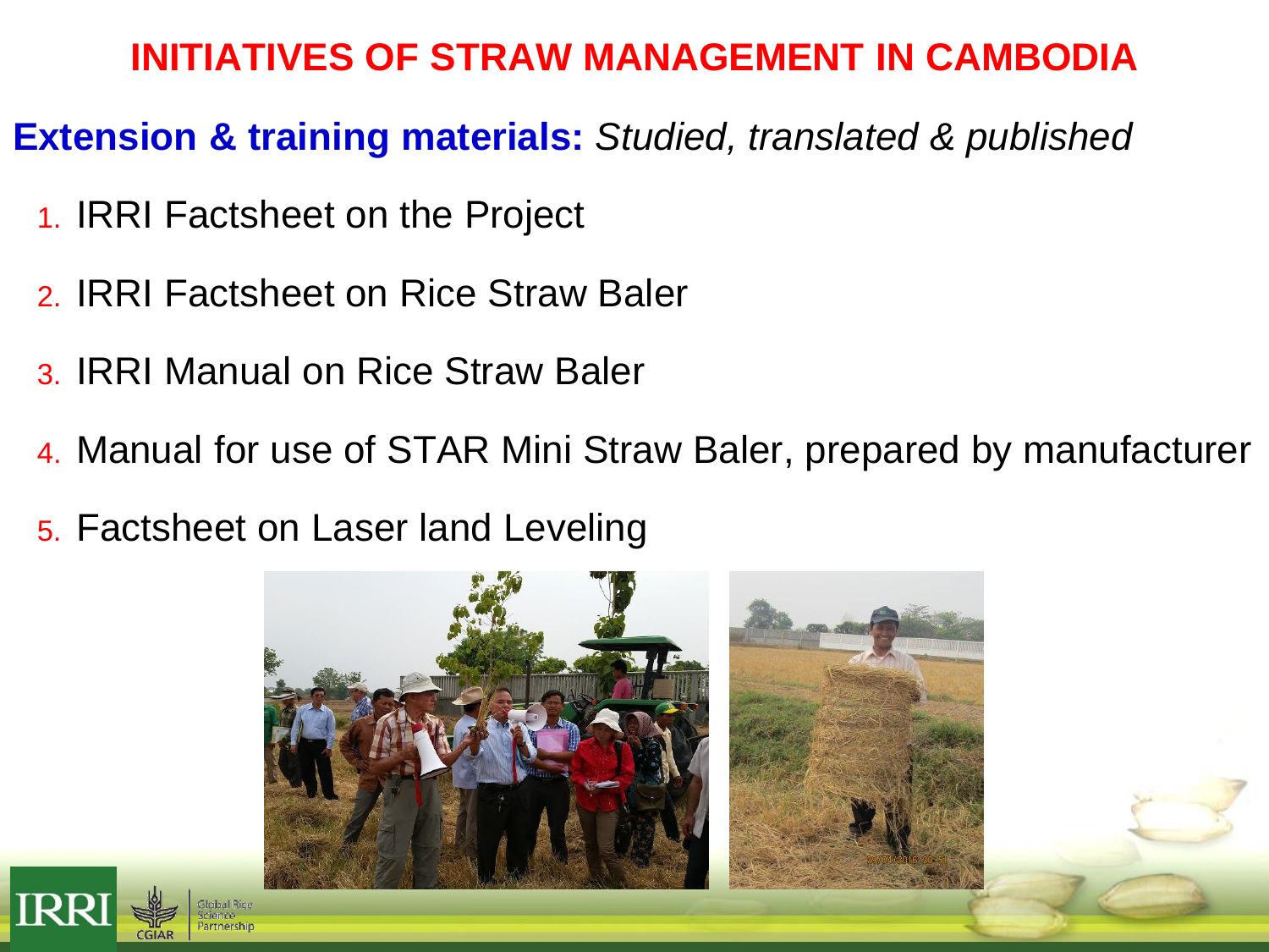# INITIATIVES OF STRAW MANAGEMENT IN CAMBODIA

**Extension & training materials:** *Studied, translated & published*

1. IRRI Factsheet on the Project
2. IRRI Factsheet on Rice Straw Baler
3. IRRI Manual on Rice Straw Baler
4. Manual for use of STAR Mini Straw Baler, prepared by manufacturer
5. Factsheet on Laser land Leveling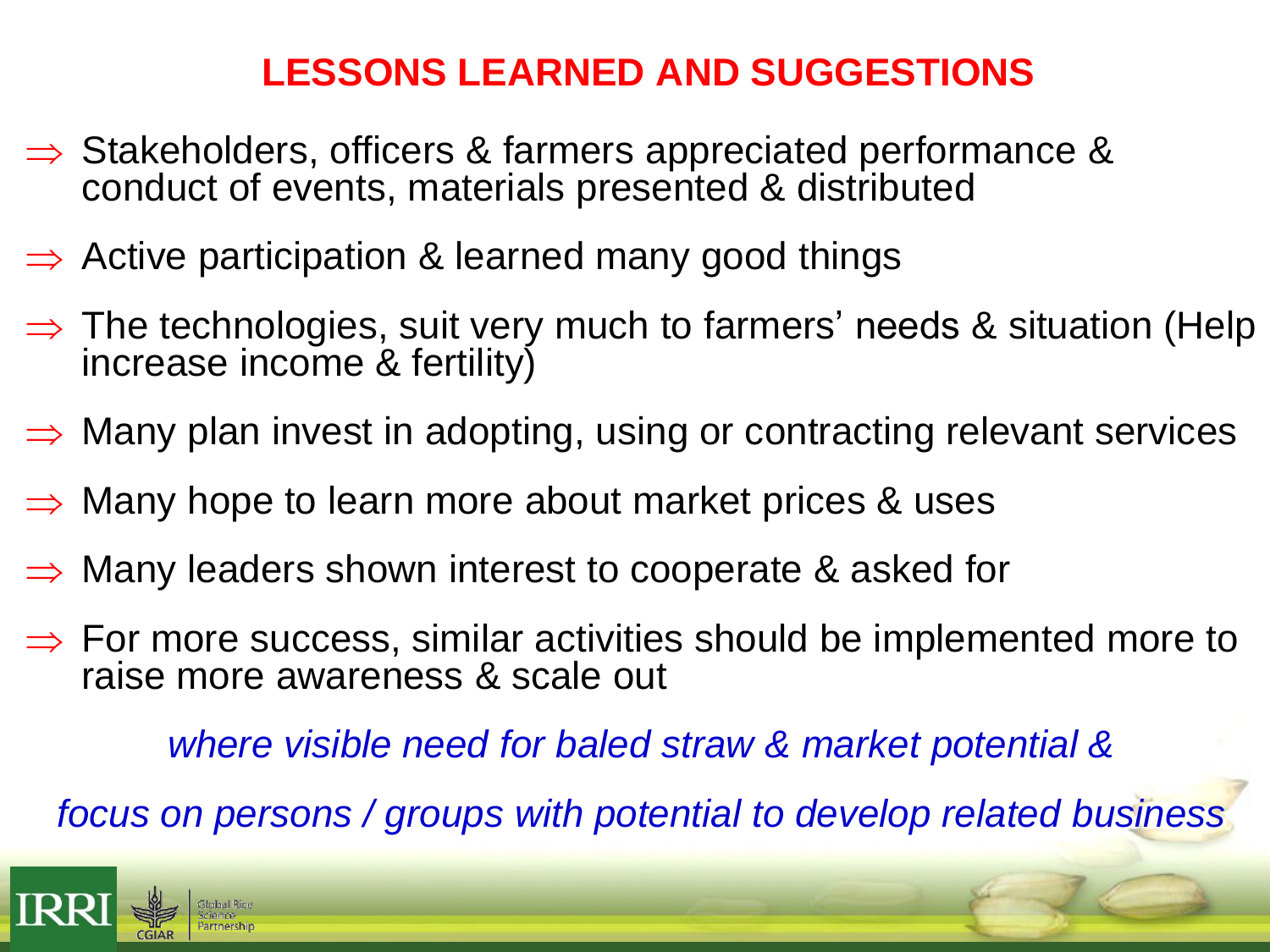# LESSONS LEARNED AND SUGGESTIONS

- ⇒ Stakeholders, officers & farmers appreciated performance & conduct of events, materials presented & distributed
- ⇒ Active participation & learned many good things
- ⇒ The technologies, suit very much to farmers' needs & situation (Help increase income & fertility)
- ⇒ Many plan invest in adopting, using or contracting relevant services
- ⇒ Many hope to learn more about market prices & uses
- ⇒ Many leaders shown interest to cooperate & asked for
- ⇒ For more success, similar activities should be implemented more to raise more awareness & scale out

*where visible need for baled straw & market potential &*

*focus on persons / groups with potential to develop related business*